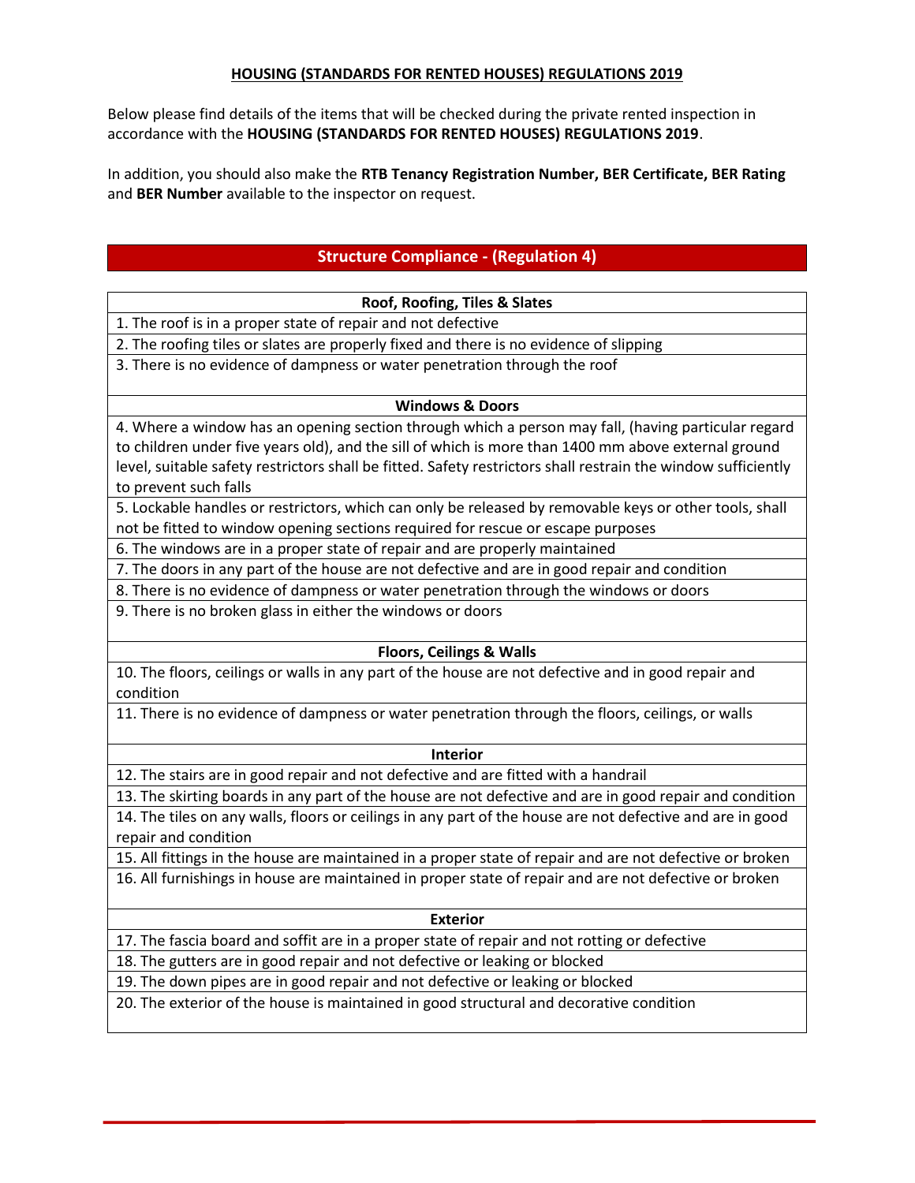**HOUSING (STANDARDS FOR RENTED HOUSES) REGULATIONS 2019**

Below please find details of the items that will be checked during the private rented inspection in accordance with the **HOUSING (STANDARDS FOR RENTED HOUSES) REGULATIONS 2019**.

In addition, you should also make the **RTB Tenancy Registration Number, BER Certificate, BER Rating** and **BER Number** available to the inspector on request.

## Structure Compliance - (Regulation 4)

| Roof, Roofing, Tiles & Slates |
| --- |
| 1. The roof is in a proper state of repair and not defective |
| 2. The roofing tiles or slates are properly fixed and there is no evidence of slipping |
| 3. There is no evidence of dampness or water penetration through the roof |

| Windows & Doors |
| --- |
| 4. Where a window has an opening section through which a person may fall, (having particular regard to children under five years old), and the sill of which is more than 1400 mm above external ground level, suitable safety restrictors shall be fitted. Safety restrictors shall restrain the window sufficiently to prevent such falls |
| 5. Lockable handles or restrictors, which can only be released by removable keys or other tools, shall not be fitted to window opening sections required for rescue or escape purposes |
| 6. The windows are in a proper state of repair and are properly maintained |
| 7. The doors in any part of the house are not defective and are in good repair and condition |
| 8. There is no evidence of dampness or water penetration through the windows or doors |
| 9. There is no broken glass in either the windows or doors |

| Floors, Ceilings & Walls |
| --- |
| 10. The floors, ceilings or walls in any part of the house are not defective and in good repair and condition |
| 11. There is no evidence of dampness or water penetration through the floors, ceilings, or walls |

| Interior |
| --- |
| 12. The stairs are in good repair and not defective and are fitted with a handrail |
| 13. The skirting boards in any part of the house are not defective and are in good repair and condition |
| 14. The tiles on any walls, floors or ceilings in any part of the house are not defective and are in good repair and condition |
| 15. All fittings in the house are maintained in a proper state of repair and are not defective or broken |
| 16. All furnishings in house are maintained in proper state of repair and are not defective or broken |

| Exterior |
| --- |
| 17. The fascia board and soffit are in a proper state of repair and not rotting or defective |
| 18. The gutters are in good repair and not defective or leaking or blocked |
| 19. The down pipes are in good repair and not defective or leaking or blocked |
| 20. The exterior of the house is maintained in good structural and decorative condition |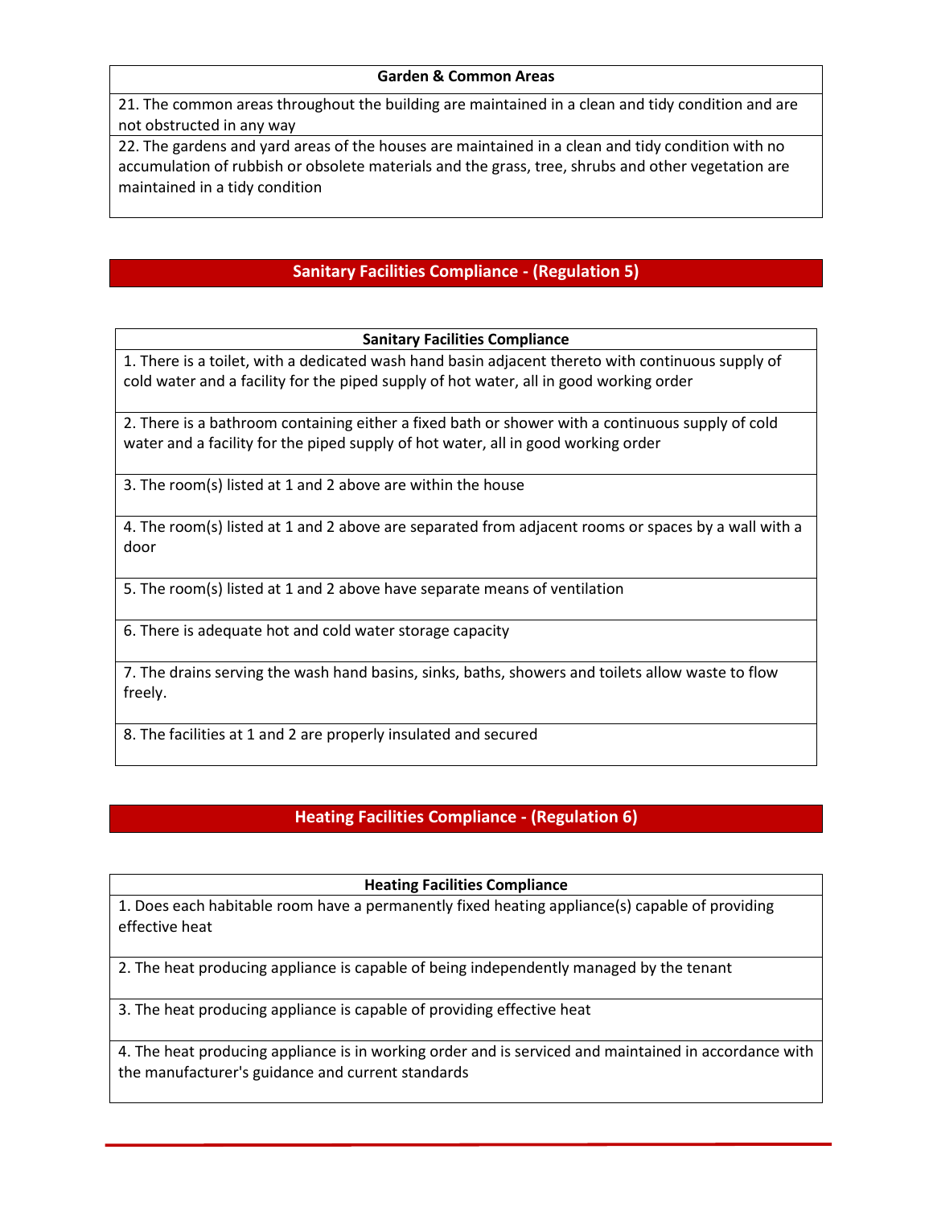| Garden & Common Areas |
|---|
| 21. The common areas throughout the building are maintained in a clean and tidy condition and are not obstructed in any way |
| 22. The gardens and yard areas of the houses are maintained in a clean and tidy condition with no accumulation of rubbish or obsolete materials and the grass, tree, shrubs and other vegetation are maintained in a tidy condition |

## Sanitary Facilities Compliance - (Regulation 5)

| Sanitary Facilities Compliance |
|---|
| 1. There is a toilet, with a dedicated wash hand basin adjacent thereto with continuous supply of cold water and a facility for the piped supply of hot water, all in good working order |
| 2. There is a bathroom containing either a fixed bath or shower with a continuous supply of cold water and a facility for the piped supply of hot water, all in good working order |
| 3. The room(s) listed at 1 and 2 above are within the house |
| 4. The room(s) listed at 1 and 2 above are separated from adjacent rooms or spaces by a wall with a door |
| 5. The room(s) listed at 1 and 2 above have separate means of ventilation |
| 6. There is adequate hot and cold water storage capacity |
| 7. The drains serving the wash hand basins, sinks, baths, showers and toilets allow waste to flow freely. |
| 8. The facilities at 1 and 2 are properly insulated and secured |

## Heating Facilities Compliance - (Regulation 6)

| Heating Facilities Compliance |
|---|
| 1. Does each habitable room have a permanently fixed heating appliance(s) capable of providing effective heat |
| 2. The heat producing appliance is capable of being independently managed by the tenant |
| 3. The heat producing appliance is capable of providing effective heat |
| 4. The heat producing appliance is in working order and is serviced and maintained in accordance with the manufacturer's guidance and current standards |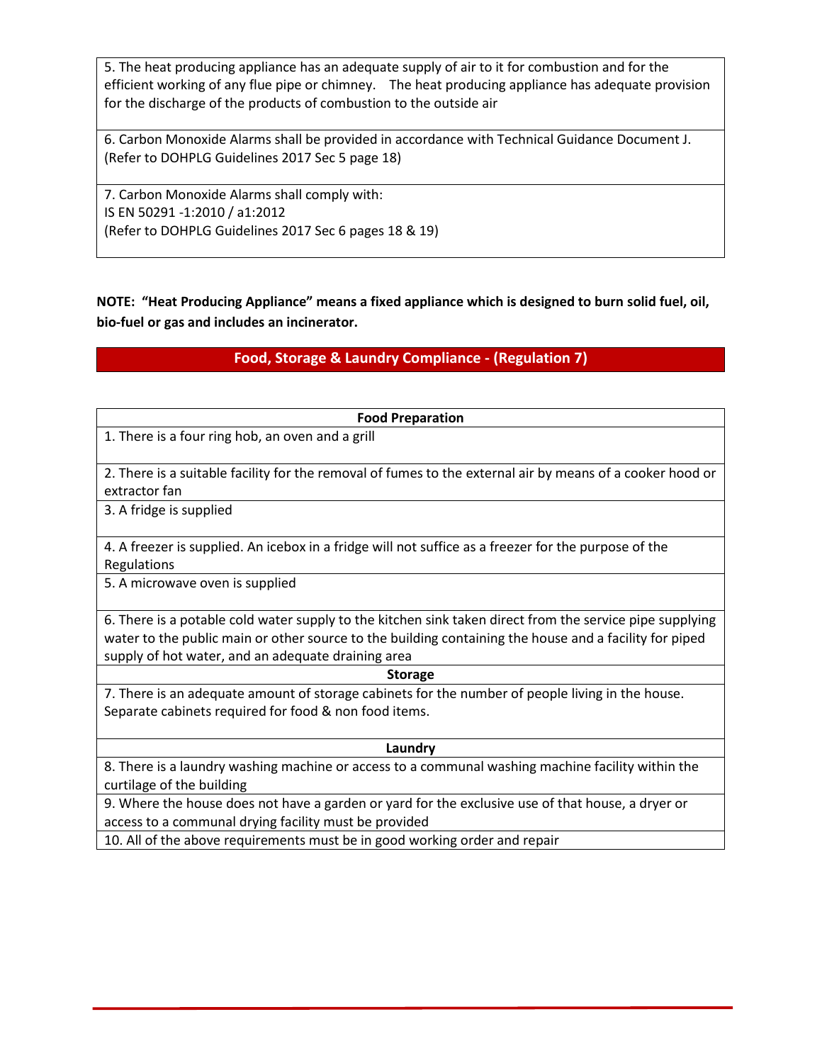| |
|---|
| 5. The heat producing appliance has an adequate supply of air to it for combustion and for the efficient working of any flue pipe or chimney. The heat producing appliance has adequate provision for the discharge of the products of combustion to the outside air |
| 6. Carbon Monoxide Alarms shall be provided in accordance with Technical Guidance Document J. (Refer to DOHPLG Guidelines 2017 Sec 5 page 18) |
| 7. Carbon Monoxide Alarms shall comply with:<br>IS EN 50291 -1:2010 / a1:2012<br>(Refer to DOHPLG Guidelines 2017 Sec 6 pages 18 & 19) |

**NOTE: "Heat Producing Appliance" means a fixed appliance which is designed to burn solid fuel, oil, bio-fuel or gas and includes an incinerator.**

## Food, Storage & Laundry Compliance - (Regulation 7)

| **Food Preparation** |
|---|
| 1. There is a four ring hob, an oven and a grill |
| 2. There is a suitable facility for the removal of fumes to the external air by means of a cooker hood or extractor fan |
| 3. A fridge is supplied |
| 4. A freezer is supplied. An icebox in a fridge will not suffice as a freezer for the purpose of the Regulations |
| 5. A microwave oven is supplied |
| 6. There is a potable cold water supply to the kitchen sink taken direct from the service pipe supplying water to the public main or other source to the building containing the house and a facility for piped supply of hot water, and an adequate draining area |
| **Storage** |
| 7. There is an adequate amount of storage cabinets for the number of people living in the house. Separate cabinets required for food & non food items. |
| **Laundry** |
| 8. There is a laundry washing machine or access to a communal washing machine facility within the curtilage of the building |
| 9. Where the house does not have a garden or yard for the exclusive use of that house, a dryer or access to a communal drying facility must be provided |
| 10. All of the above requirements must be in good working order and repair |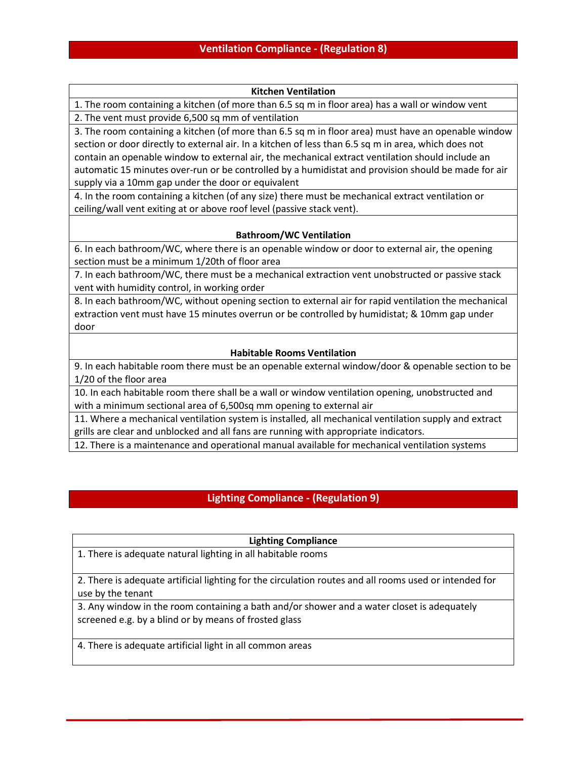## Ventilation Compliance - (Regulation 8)

| Kitchen Ventilation |
|---|
| 1. The room containing a kitchen (of more than 6.5 sq m in floor area) has a wall or window vent |
| 2. The vent must provide 6,500 sq mm of ventilation |
| 3. The room containing a kitchen (of more than 6.5 sq m in floor area) must have an openable window section or door directly to external air. In a kitchen of less than 6.5 sq m in area, which does not contain an openable window to external air, the mechanical extract ventilation should include an automatic 15 minutes over-run or be controlled by a humidistat and provision should be made for air supply via a 10mm gap under the door or equivalent |
| 4. In the room containing a kitchen (of any size) there must be mechanical extract ventilation or ceiling/wall vent exiting at or above roof level (passive stack vent). |
| |
| **Bathroom/WC Ventilation** |
| 6. In each bathroom/WC, where there is an openable window or door to external air, the opening section must be a minimum 1/20th of floor area |
| 7. In each bathroom/WC, there must be a mechanical extraction vent unobstructed or passive stack vent with humidity control, in working order |
| 8. In each bathroom/WC, without opening section to external air for rapid ventilation the mechanical extraction vent must have 15 minutes overrun or be controlled by humidistat; & 10mm gap under door |
| |
| **Habitable Rooms Ventilation** |
| 9. In each habitable room there must be an openable external window/door & openable section to be 1/20 of the floor area |
| 10. In each habitable room there shall be a wall or window ventilation opening, unobstructed and with a minimum sectional area of 6,500sq mm opening to external air |
| 11. Where a mechanical ventilation system is installed, all mechanical ventilation supply and extract grills are clear and unblocked and all fans are running with appropriate indicators. |
| 12. There is a maintenance and operational manual available for mechanical ventilation systems |

## Lighting Compliance - (Regulation 9)

| Lighting Compliance |
|---|
| 1. There is adequate natural lighting in all habitable rooms |
| 2. There is adequate artificial lighting for the circulation routes and all rooms used or intended for use by the tenant |
| 3. Any window in the room containing a bath and/or shower and a water closet is adequately screened e.g. by a blind or by means of frosted glass |
| 4. There is adequate artificial light in all common areas |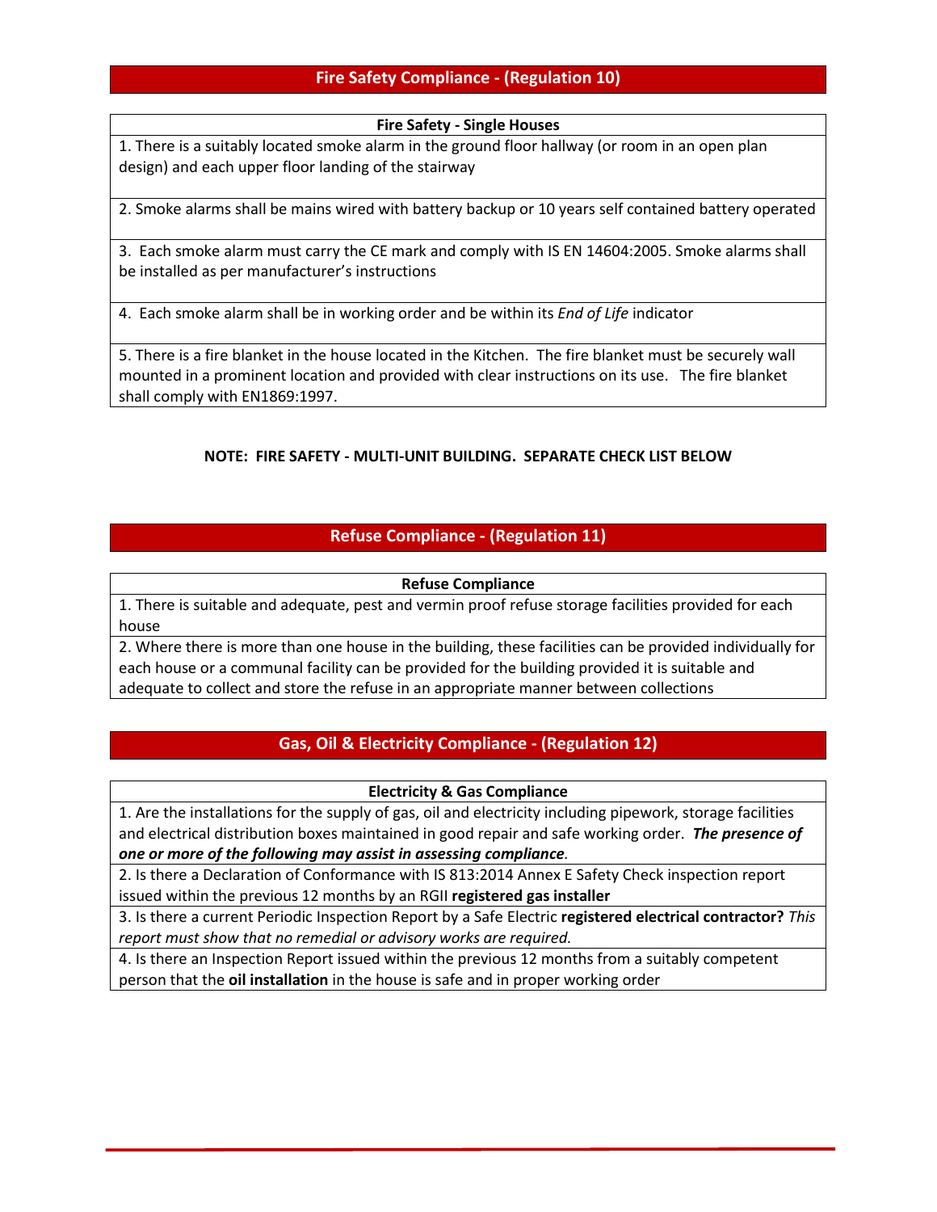## Fire Safety Compliance - (Regulation 10)

| Fire Safety - Single Houses |
|---|
| 1. There is a suitably located smoke alarm in the ground floor hallway (or room in an open plan design) and each upper floor landing of the stairway |
| 2. Smoke alarms shall be mains wired with battery backup or 10 years self contained battery operated |
| 3. Each smoke alarm must carry the CE mark and comply with IS EN 14604:2005. Smoke alarms shall be installed as per manufacturer's instructions |
| 4. Each smoke alarm shall be in working order and be within its *End of Life* indicator |
| 5. There is a fire blanket in the house located in the Kitchen. The fire blanket must be securely wall mounted in a prominent location and provided with clear instructions on its use. The fire blanket shall comply with EN1869:1997. |

**NOTE: FIRE SAFETY - MULTI-UNIT BUILDING. SEPARATE CHECK LIST BELOW**

## Refuse Compliance - (Regulation 11)

| Refuse Compliance |
|---|
| 1. There is suitable and adequate, pest and vermin proof refuse storage facilities provided for each house |
| 2. Where there is more than one house in the building, these facilities can be provided individually for each house or a communal facility can be provided for the building provided it is suitable and adequate to collect and store the refuse in an appropriate manner between collections |

## Gas, Oil & Electricity Compliance - (Regulation 12)

| Electricity & Gas Compliance |
|---|
| 1. Are the installations for the supply of gas, oil and electricity including pipework, storage facilities and electrical distribution boxes maintained in good repair and safe working order. ***The presence of one or more of the following may assist in assessing compliance.*** |
| 2. Is there a Declaration of Conformance with IS 813:2014 Annex E Safety Check inspection report issued within the previous 12 months by an RGII **registered gas installer** |
| 3. Is there a current Periodic Inspection Report by a Safe Electric **registered electrical contractor?** *This report must show that no remedial or advisory works are required.* |
| 4. Is there an Inspection Report issued within the previous 12 months from a suitably competent person that the **oil installation** in the house is safe and in proper working order |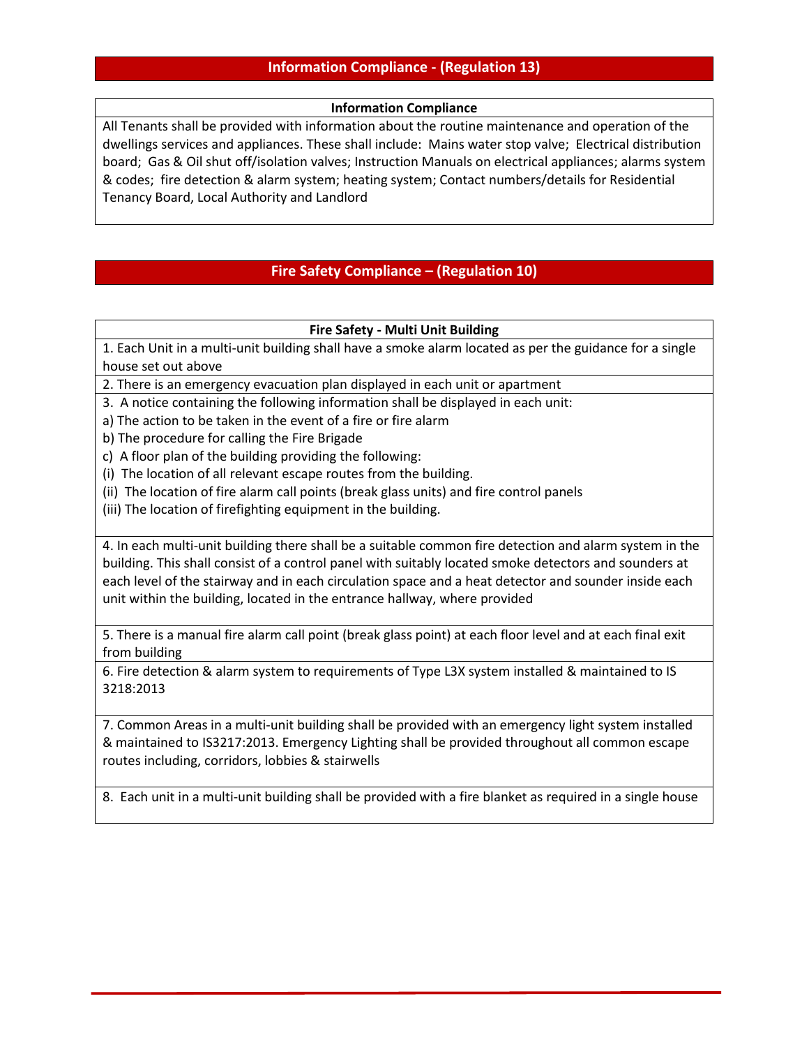## Information Compliance - (Regulation 13)

| Information Compliance |
|---|
| All Tenants shall be provided with information about the routine maintenance and operation of the dwellings services and appliances. These shall include: Mains water stop valve; Electrical distribution board; Gas & Oil shut off/isolation valves; Instruction Manuals on electrical appliances; alarms system & codes; fire detection & alarm system; heating system; Contact numbers/details for Residential Tenancy Board, Local Authority and Landlord |

## Fire Safety Compliance – (Regulation 10)

| Fire Safety - Multi Unit Building |
|---|
| 1. Each Unit in a multi-unit building shall have a smoke alarm located as per the guidance for a single house set out above |
| 2. There is an emergency evacuation plan displayed in each unit or apartment |
| 3. A notice containing the following information shall be displayed in each unit:<br>a) The action to be taken in the event of a fire or fire alarm<br>b) The procedure for calling the Fire Brigade<br>c) A floor plan of the building providing the following:<br>(i) The location of all relevant escape routes from the building.<br>(ii) The location of fire alarm call points (break glass units) and fire control panels<br>(iii) The location of firefighting equipment in the building. |
| 4. In each multi-unit building there shall be a suitable common fire detection and alarm system in the building. This shall consist of a control panel with suitably located smoke detectors and sounders at each level of the stairway and in each circulation space and a heat detector and sounder inside each unit within the building, located in the entrance hallway, where provided |
| 5. There is a manual fire alarm call point (break glass point) at each floor level and at each final exit from building |
| 6. Fire detection & alarm system to requirements of Type L3X system installed & maintained to IS 3218:2013 |
| 7. Common Areas in a multi-unit building shall be provided with an emergency light system installed & maintained to IS3217:2013. Emergency Lighting shall be provided throughout all common escape routes including, corridors, lobbies & stairwells |
| 8. Each unit in a multi-unit building shall be provided with a fire blanket as required in a single house |